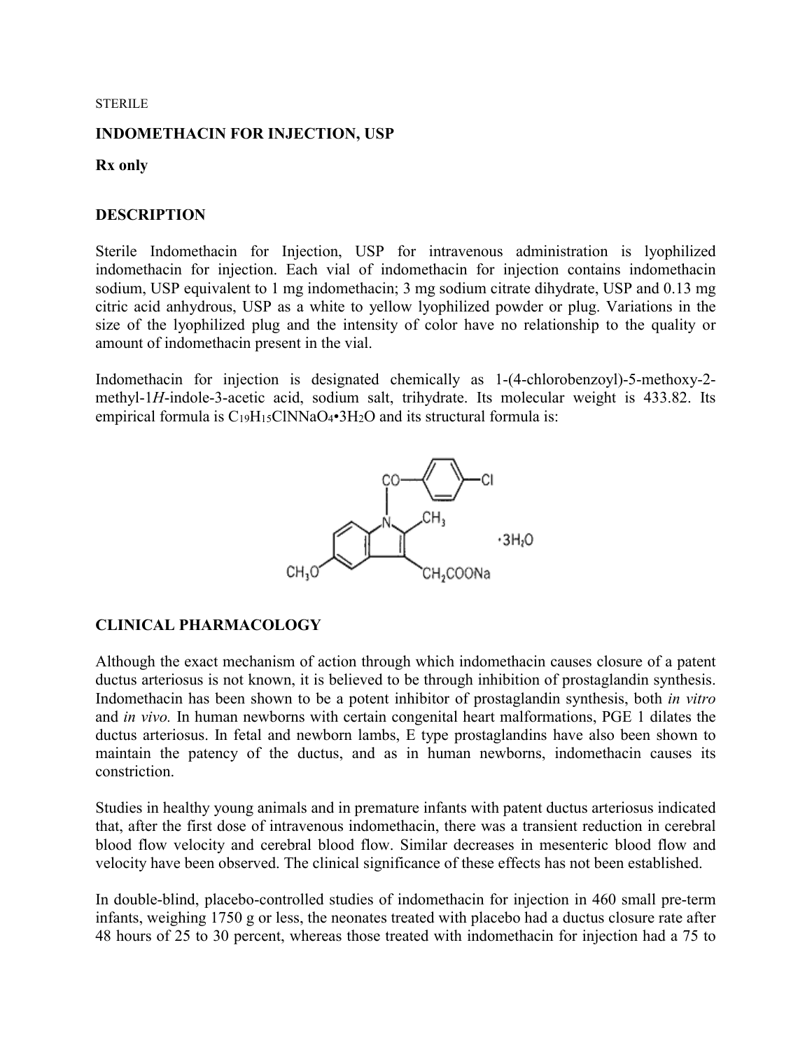STERILE

**INDOMETHACIN FOR INJECTION, USP**

**Rx only**

## DESCRIPTION

Sterile Indomethacin for Injection, USP for intravenous administration is lyophilized indomethacin for injection. Each vial of indomethacin for injection contains indomethacin sodium, USP equivalent to 1 mg indomethacin; 3 mg sodium citrate dihydrate, USP and 0.13 mg citric acid anhydrous, USP as a white to yellow lyophilized powder or plug. Variations in the size of the lyophilized plug and the intensity of color have no relationship to the quality or amount of indomethacin present in the vial.

Indomethacin for injection is designated chemically as 1-(4-chlorobenzoyl)-5-methoxy-2-methyl-1*H*-indole-3-acetic acid, sodium salt, trihydrate. Its molecular weight is 433.82. Its empirical formula is $C_{19}H_{15}ClNNaO_4 \cdot 3H_2O$ and its structural formula is:

## CLINICAL PHARMACOLOGY

Although the exact mechanism of action through which indomethacin causes closure of a patent ductus arteriosus is not known, it is believed to be through inhibition of prostaglandin synthesis. Indomethacin has been shown to be a potent inhibitor of prostaglandin synthesis, both *in vitro* and *in vivo.* In human newborns with certain congenital heart malformations, PGE 1 dilates the ductus arteriosus. In fetal and newborn lambs, E type prostaglandins have also been shown to maintain the patency of the ductus, and as in human newborns, indomethacin causes its constriction.

Studies in healthy young animals and in premature infants with patent ductus arteriosus indicated that, after the first dose of intravenous indomethacin, there was a transient reduction in cerebral blood flow velocity and cerebral blood flow. Similar decreases in mesenteric blood flow and velocity have been observed. The clinical significance of these effects has not been established.

In double-blind, placebo-controlled studies of indomethacin for injection in 460 small pre-term infants, weighing 1750 g or less, the neonates treated with placebo had a ductus closure rate after 48 hours of 25 to 30 percent, whereas those treated with indomethacin for injection had a 75 to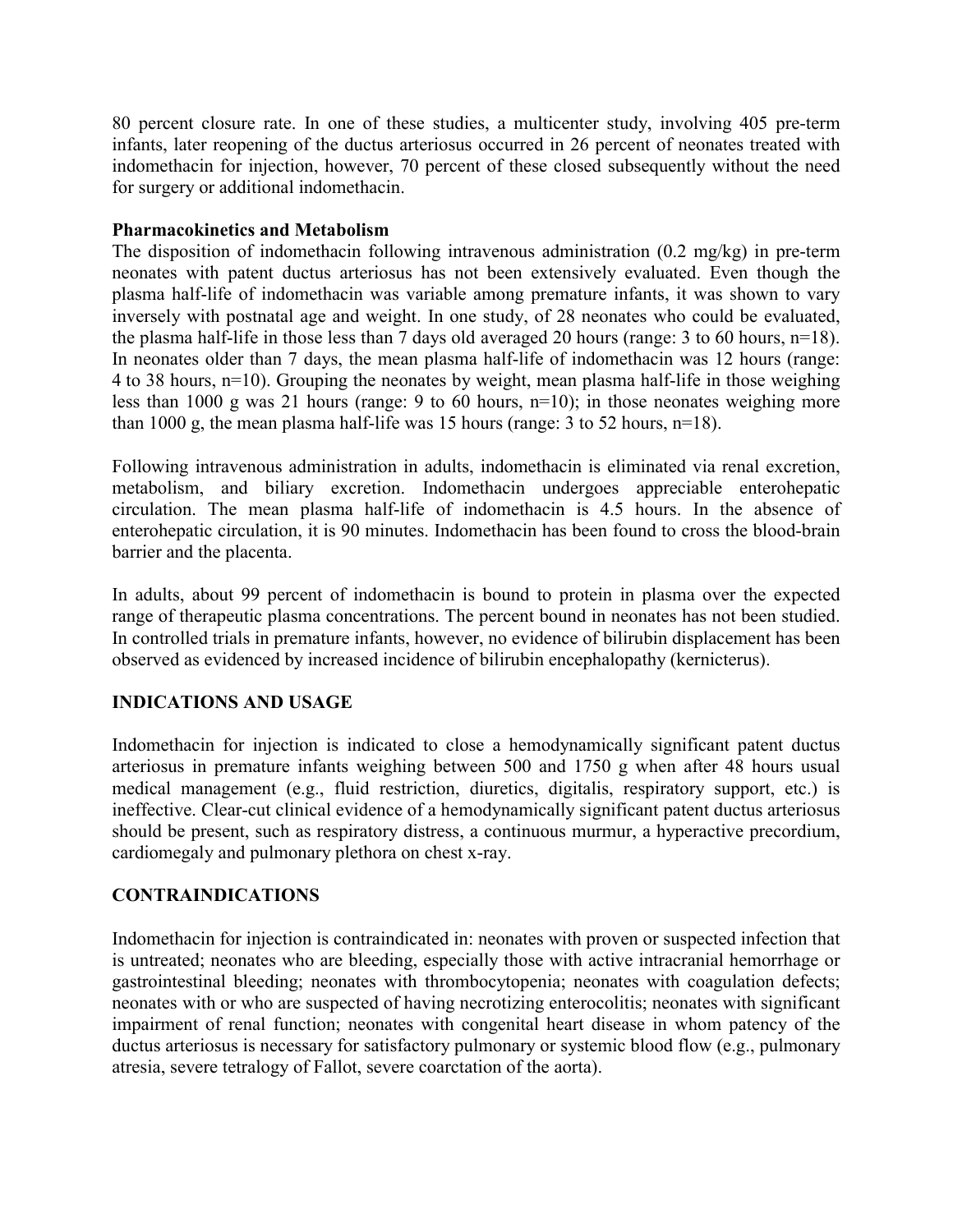80 percent closure rate. In one of these studies, a multicenter study, involving 405 pre-term infants, later reopening of the ductus arteriosus occurred in 26 percent of neonates treated with indomethacin for injection, however, 70 percent of these closed subsequently without the need for surgery or additional indomethacin.

**Pharmacokinetics and Metabolism**

The disposition of indomethacin following intravenous administration (0.2 mg/kg) in pre-term neonates with patent ductus arteriosus has not been extensively evaluated. Even though the plasma half-life of indomethacin was variable among premature infants, it was shown to vary inversely with postnatal age and weight. In one study, of 28 neonates who could be evaluated, the plasma half-life in those less than 7 days old averaged 20 hours (range: 3 to 60 hours, n=18). In neonates older than 7 days, the mean plasma half-life of indomethacin was 12 hours (range: 4 to 38 hours, n=10). Grouping the neonates by weight, mean plasma half-life in those weighing less than 1000 g was 21 hours (range: 9 to 60 hours, n=10); in those neonates weighing more than 1000 g, the mean plasma half-life was 15 hours (range: 3 to 52 hours, n=18).

Following intravenous administration in adults, indomethacin is eliminated via renal excretion, metabolism, and biliary excretion. Indomethacin undergoes appreciable enterohepatic circulation. The mean plasma half-life of indomethacin is 4.5 hours. In the absence of enterohepatic circulation, it is 90 minutes. Indomethacin has been found to cross the blood-brain barrier and the placenta.

In adults, about 99 percent of indomethacin is bound to protein in plasma over the expected range of therapeutic plasma concentrations. The percent bound in neonates has not been studied. In controlled trials in premature infants, however, no evidence of bilirubin displacement has been observed as evidenced by increased incidence of bilirubin encephalopathy (kernicterus).

## INDICATIONS AND USAGE

Indomethacin for injection is indicated to close a hemodynamically significant patent ductus arteriosus in premature infants weighing between 500 and 1750 g when after 48 hours usual medical management (e.g., fluid restriction, diuretics, digitalis, respiratory support, etc.) is ineffective. Clear-cut clinical evidence of a hemodynamically significant patent ductus arteriosus should be present, such as respiratory distress, a continuous murmur, a hyperactive precordium, cardiomegaly and pulmonary plethora on chest x-ray.

## CONTRAINDICATIONS

Indomethacin for injection is contraindicated in: neonates with proven or suspected infection that is untreated; neonates who are bleeding, especially those with active intracranial hemorrhage or gastrointestinal bleeding; neonates with thrombocytopenia; neonates with coagulation defects; neonates with or who are suspected of having necrotizing enterocolitis; neonates with significant impairment of renal function; neonates with congenital heart disease in whom patency of the ductus arteriosus is necessary for satisfactory pulmonary or systemic blood flow (e.g., pulmonary atresia, severe tetralogy of Fallot, severe coarctation of the aorta).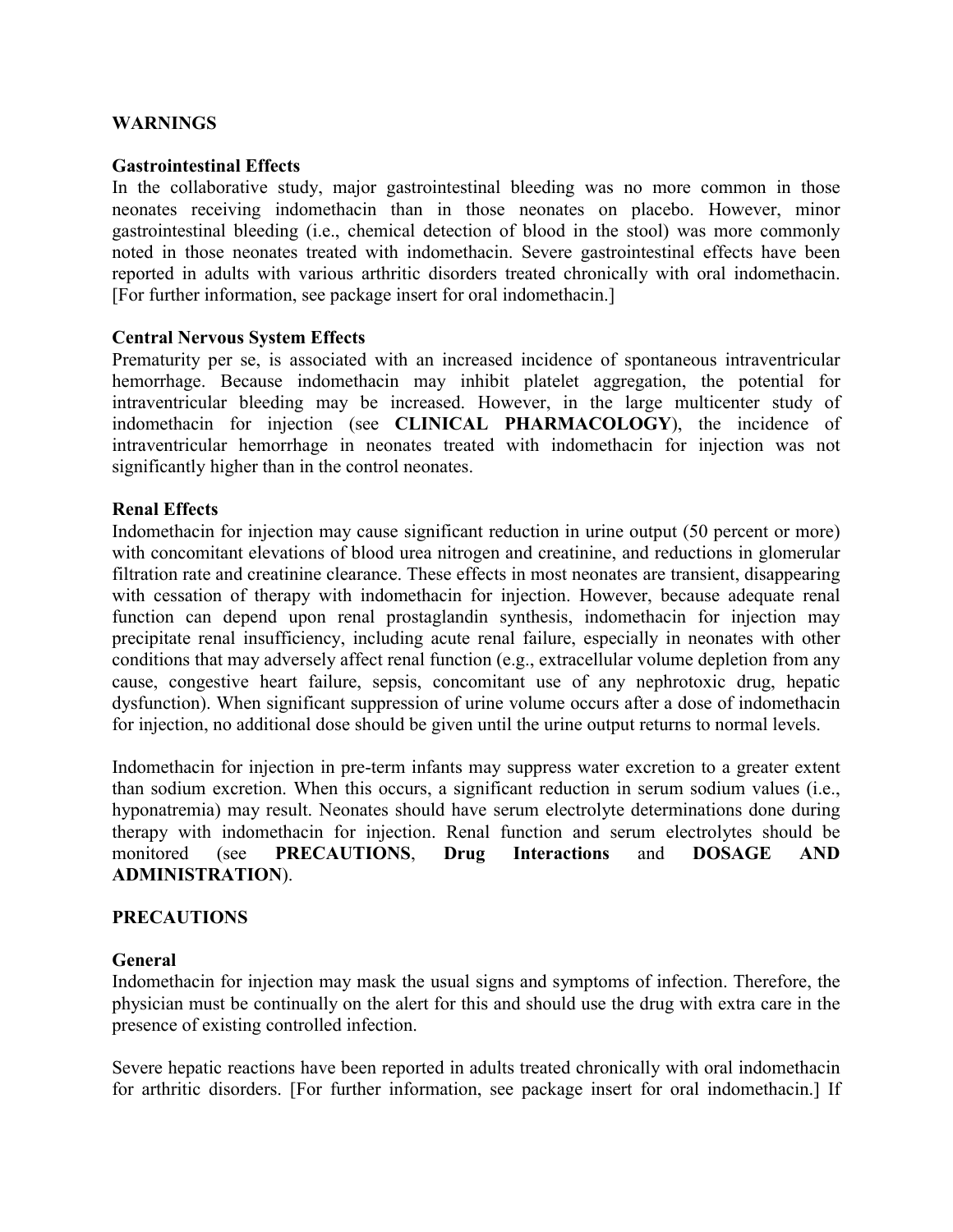## WARNINGS

### Gastrointestinal Effects

In the collaborative study, major gastrointestinal bleeding was no more common in those neonates receiving indomethacin than in those neonates on placebo. However, minor gastrointestinal bleeding (i.e., chemical detection of blood in the stool) was more commonly noted in those neonates treated with indomethacin. Severe gastrointestinal effects have been reported in adults with various arthritic disorders treated chronically with oral indomethacin. [For further information, see package insert for oral indomethacin.]

### Central Nervous System Effects

Prematurity per se, is associated with an increased incidence of spontaneous intraventricular hemorrhage. Because indomethacin may inhibit platelet aggregation, the potential for intraventricular bleeding may be increased. However, in the large multicenter study of indomethacin for injection (see **CLINICAL PHARMACOLOGY**), the incidence of intraventricular hemorrhage in neonates treated with indomethacin for injection was not significantly higher than in the control neonates.

### Renal Effects

Indomethacin for injection may cause significant reduction in urine output (50 percent or more) with concomitant elevations of blood urea nitrogen and creatinine, and reductions in glomerular filtration rate and creatinine clearance. These effects in most neonates are transient, disappearing with cessation of therapy with indomethacin for injection. However, because adequate renal function can depend upon renal prostaglandin synthesis, indomethacin for injection may precipitate renal insufficiency, including acute renal failure, especially in neonates with other conditions that may adversely affect renal function (e.g., extracellular volume depletion from any cause, congestive heart failure, sepsis, concomitant use of any nephrotoxic drug, hepatic dysfunction). When significant suppression of urine volume occurs after a dose of indomethacin for injection, no additional dose should be given until the urine output returns to normal levels.

Indomethacin for injection in pre-term infants may suppress water excretion to a greater extent than sodium excretion. When this occurs, a significant reduction in serum sodium values (i.e., hyponatremia) may result. Neonates should have serum electrolyte determinations done during therapy with indomethacin for injection. Renal function and serum electrolytes should be monitored (see **PRECAUTIONS**, **Drug Interactions** and **DOSAGE AND ADMINISTRATION**).

## PRECAUTIONS

### General

Indomethacin for injection may mask the usual signs and symptoms of infection. Therefore, the physician must be continually on the alert for this and should use the drug with extra care in the presence of existing controlled infection.

Severe hepatic reactions have been reported in adults treated chronically with oral indomethacin for arthritic disorders. [For further information, see package insert for oral indomethacin.] If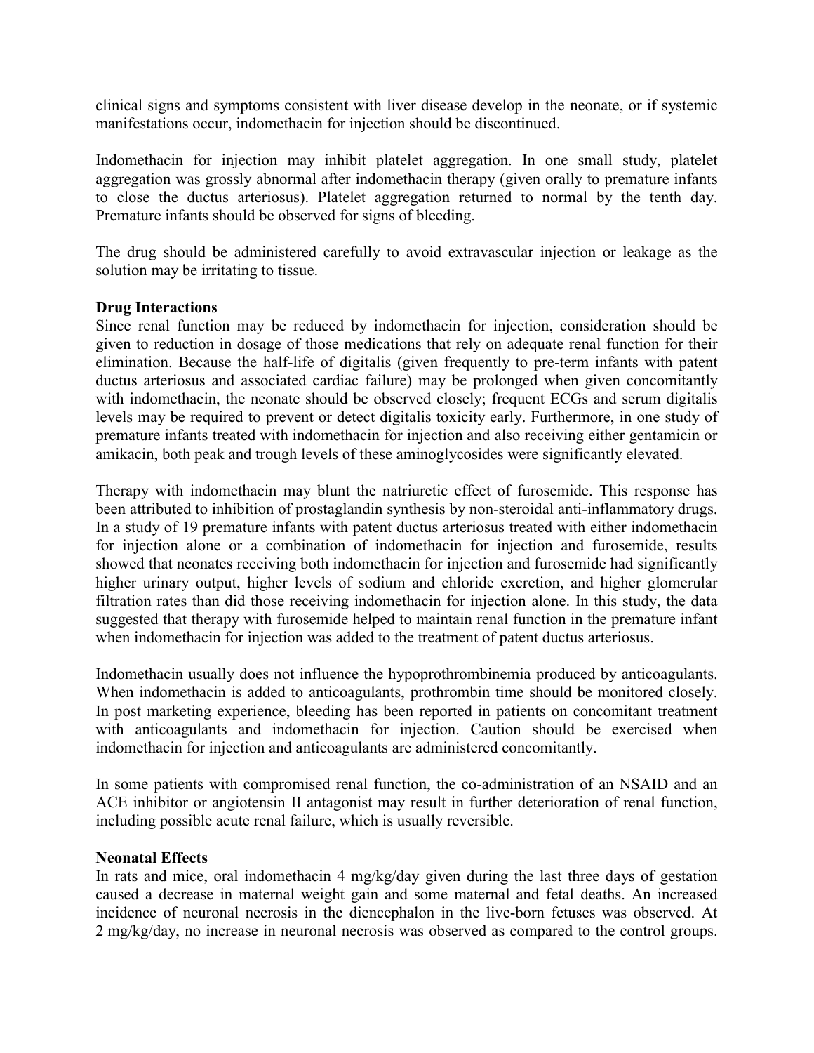clinical signs and symptoms consistent with liver disease develop in the neonate, or if systemic manifestations occur, indomethacin for injection should be discontinued.

Indomethacin for injection may inhibit platelet aggregation. In one small study, platelet aggregation was grossly abnormal after indomethacin therapy (given orally to premature infants to close the ductus arteriosus). Platelet aggregation returned to normal by the tenth day. Premature infants should be observed for signs of bleeding.

The drug should be administered carefully to avoid extravascular injection or leakage as the solution may be irritating to tissue.

**Drug Interactions**

Since renal function may be reduced by indomethacin for injection, consideration should be given to reduction in dosage of those medications that rely on adequate renal function for their elimination. Because the half-life of digitalis (given frequently to pre-term infants with patent ductus arteriosus and associated cardiac failure) may be prolonged when given concomitantly with indomethacin, the neonate should be observed closely; frequent ECGs and serum digitalis levels may be required to prevent or detect digitalis toxicity early. Furthermore, in one study of premature infants treated with indomethacin for injection and also receiving either gentamicin or amikacin, both peak and trough levels of these aminoglycosides were significantly elevated.

Therapy with indomethacin may blunt the natriuretic effect of furosemide. This response has been attributed to inhibition of prostaglandin synthesis by non-steroidal anti-inflammatory drugs. In a study of 19 premature infants with patent ductus arteriosus treated with either indomethacin for injection alone or a combination of indomethacin for injection and furosemide, results showed that neonates receiving both indomethacin for injection and furosemide had significantly higher urinary output, higher levels of sodium and chloride excretion, and higher glomerular filtration rates than did those receiving indomethacin for injection alone. In this study, the data suggested that therapy with furosemide helped to maintain renal function in the premature infant when indomethacin for injection was added to the treatment of patent ductus arteriosus.

Indomethacin usually does not influence the hypoprothrombinemia produced by anticoagulants. When indomethacin is added to anticoagulants, prothrombin time should be monitored closely. In post marketing experience, bleeding has been reported in patients on concomitant treatment with anticoagulants and indomethacin for injection. Caution should be exercised when indomethacin for injection and anticoagulants are administered concomitantly.

In some patients with compromised renal function, the co-administration of an NSAID and an ACE inhibitor or angiotensin II antagonist may result in further deterioration of renal function, including possible acute renal failure, which is usually reversible.

**Neonatal Effects**

In rats and mice, oral indomethacin 4 mg/kg/day given during the last three days of gestation caused a decrease in maternal weight gain and some maternal and fetal deaths. An increased incidence of neuronal necrosis in the diencephalon in the live-born fetuses was observed. At 2 mg/kg/day, no increase in neuronal necrosis was observed as compared to the control groups.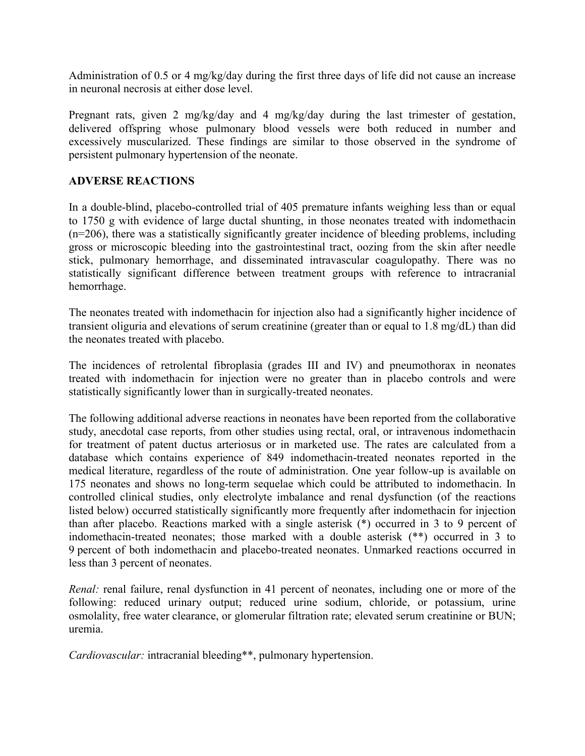Administration of 0.5 or 4 mg/kg/day during the first three days of life did not cause an increase in neuronal necrosis at either dose level.

Pregnant rats, given 2 mg/kg/day and 4 mg/kg/day during the last trimester of gestation, delivered offspring whose pulmonary blood vessels were both reduced in number and excessively muscularized. These findings are similar to those observed in the syndrome of persistent pulmonary hypertension of the neonate.

## ADVERSE REACTIONS

In a double-blind, placebo-controlled trial of 405 premature infants weighing less than or equal to 1750 g with evidence of large ductal shunting, in those neonates treated with indomethacin (n=206), there was a statistically significantly greater incidence of bleeding problems, including gross or microscopic bleeding into the gastrointestinal tract, oozing from the skin after needle stick, pulmonary hemorrhage, and disseminated intravascular coagulopathy. There was no statistically significant difference between treatment groups with reference to intracranial hemorrhage.

The neonates treated with indomethacin for injection also had a significantly higher incidence of transient oliguria and elevations of serum creatinine (greater than or equal to 1.8 mg/dL) than did the neonates treated with placebo.

The incidences of retrolental fibroplasia (grades III and IV) and pneumothorax in neonates treated with indomethacin for injection were no greater than in placebo controls and were statistically significantly lower than in surgically-treated neonates.

The following additional adverse reactions in neonates have been reported from the collaborative study, anecdotal case reports, from other studies using rectal, oral, or intravenous indomethacin for treatment of patent ductus arteriosus or in marketed use. The rates are calculated from a database which contains experience of 849 indomethacin-treated neonates reported in the medical literature, regardless of the route of administration. One year follow-up is available on 175 neonates and shows no long-term sequelae which could be attributed to indomethacin. In controlled clinical studies, only electrolyte imbalance and renal dysfunction (of the reactions listed below) occurred statistically significantly more frequently after indomethacin for injection than after placebo. Reactions marked with a single asterisk (*) occurred in 3 to 9 percent of indomethacin-treated neonates; those marked with a double asterisk (**) occurred in 3 to 9 percent of both indomethacin and placebo-treated neonates. Unmarked reactions occurred in less than 3 percent of neonates.

*Renal:* renal failure, renal dysfunction in 41 percent of neonates, including one or more of the following: reduced urinary output; reduced urine sodium, chloride, or potassium, urine osmolality, free water clearance, or glomerular filtration rate; elevated serum creatinine or BUN; uremia.

*Cardiovascular:* intracranial bleeding**, pulmonary hypertension.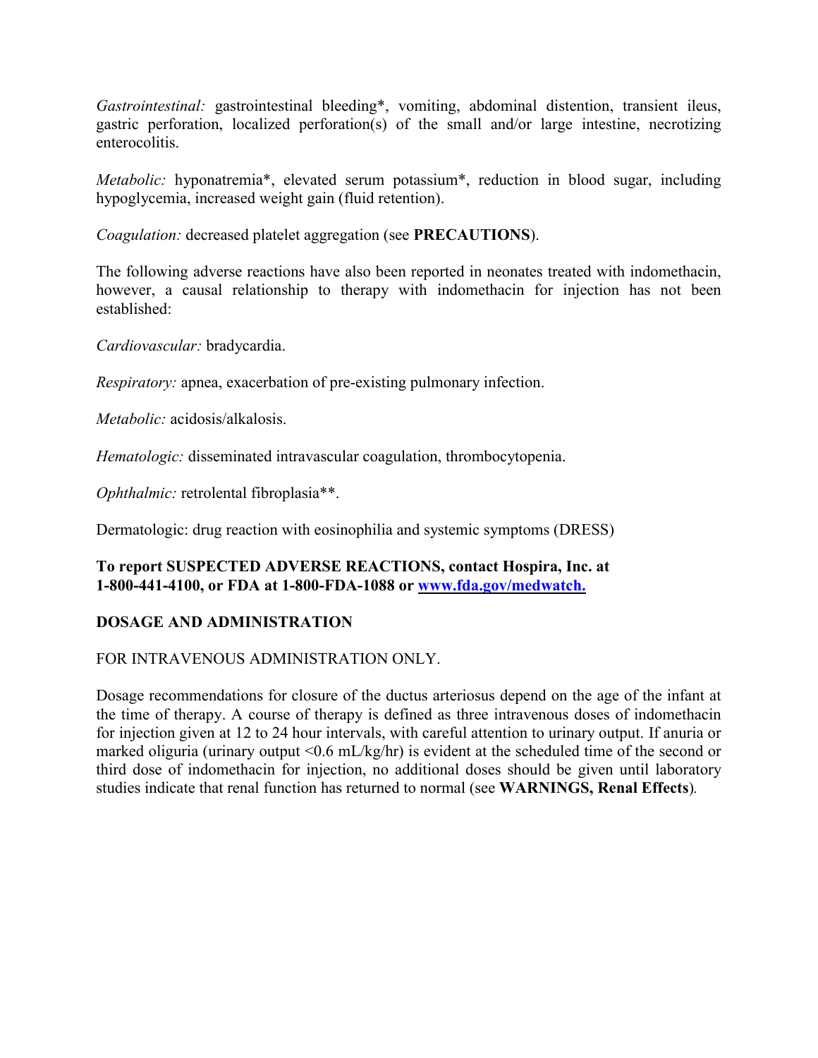*Gastrointestinal:* gastrointestinal bleeding*, vomiting, abdominal distention, transient ileus, gastric perforation, localized perforation(s) of the small and/or large intestine, necrotizing enterocolitis.

*Metabolic:* hyponatremia*, elevated serum potassium*, reduction in blood sugar, including hypoglycemia, increased weight gain (fluid retention).

*Coagulation:* decreased platelet aggregation (see **PRECAUTIONS**).

The following adverse reactions have also been reported in neonates treated with indomethacin, however, a causal relationship to therapy with indomethacin for injection has not been established:

*Cardiovascular:* bradycardia.

*Respiratory:* apnea, exacerbation of pre-existing pulmonary infection.

*Metabolic:* acidosis/alkalosis.

*Hematologic:* disseminated intravascular coagulation, thrombocytopenia.

*Ophthalmic:* retrolental fibroplasia**.

Dermatologic: drug reaction with eosinophilia and systemic symptoms (DRESS)

**To report SUSPECTED ADVERSE REACTIONS, contact Hospira, Inc. at 1-800-441-4100, or FDA at 1-800-FDA-1088 or [www.fda.gov/medwatch.](http://www.fda.gov/medwatch)**

## DOSAGE AND ADMINISTRATION

FOR INTRAVENOUS ADMINISTRATION ONLY.

Dosage recommendations for closure of the ductus arteriosus depend on the age of the infant at the time of therapy. A course of therapy is defined as three intravenous doses of indomethacin for injection given at 12 to 24 hour intervals, with careful attention to urinary output. If anuria or marked oliguria (urinary output <0.6 mL/kg/hr) is evident at the scheduled time of the second or third dose of indomethacin for injection, no additional doses should be given until laboratory studies indicate that renal function has returned to normal (see **WARNINGS, Renal Effects**).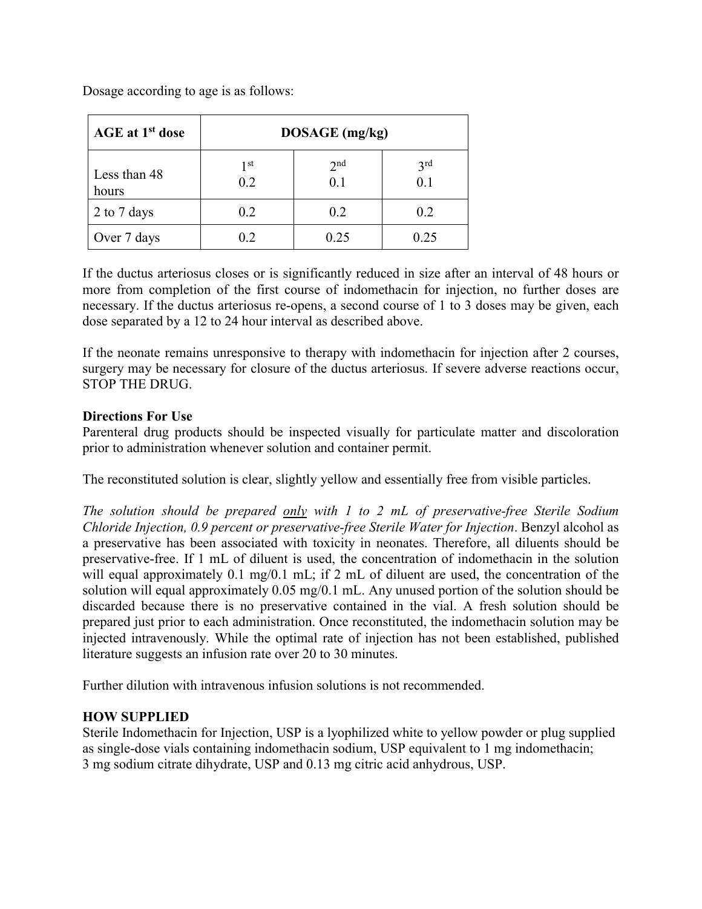Dosage according to age is as follows:

| AGE at 1st dose | DOSAGE (mg/kg) | | |
|---|---|---|---|
| Less than 48 hours | 1st<br>0.2 | 2nd<br>0.1 | 3rd<br>0.1 |
| 2 to 7 days | 0.2 | 0.2 | 0.2 |
| Over 7 days | 0.2 | 0.25 | 0.25 |

If the ductus arteriosus closes or is significantly reduced in size after an interval of 48 hours or more from completion of the first course of indomethacin for injection, no further doses are necessary. If the ductus arteriosus re-opens, a second course of 1 to 3 doses may be given, each dose separated by a 12 to 24 hour interval as described above.

If the neonate remains unresponsive to therapy with indomethacin for injection after 2 courses, surgery may be necessary for closure of the ductus arteriosus. If severe adverse reactions occur, STOP THE DRUG.

**Directions For Use**

Parenteral drug products should be inspected visually for particulate matter and discoloration prior to administration whenever solution and container permit.

The reconstituted solution is clear, slightly yellow and essentially free from visible particles.

*The solution should be prepared only with 1 to 2 mL of preservative-free Sterile Sodium Chloride Injection, 0.9 percent or preservative-free Sterile Water for Injection*. Benzyl alcohol as a preservative has been associated with toxicity in neonates. Therefore, all diluents should be preservative-free. If 1 mL of diluent is used, the concentration of indomethacin in the solution will equal approximately 0.1 mg/0.1 mL; if 2 mL of diluent are used, the concentration of the solution will equal approximately 0.05 mg/0.1 mL. Any unused portion of the solution should be discarded because there is no preservative contained in the vial. A fresh solution should be prepared just prior to each administration. Once reconstituted, the indomethacin solution may be injected intravenously. While the optimal rate of injection has not been established, published literature suggests an infusion rate over 20 to 30 minutes.

Further dilution with intravenous infusion solutions is not recommended.

**HOW SUPPLIED**

Sterile Indomethacin for Injection, USP is a lyophilized white to yellow powder or plug supplied as single-dose vials containing indomethacin sodium, USP equivalent to 1 mg indomethacin; 3 mg sodium citrate dihydrate, USP and 0.13 mg citric acid anhydrous, USP.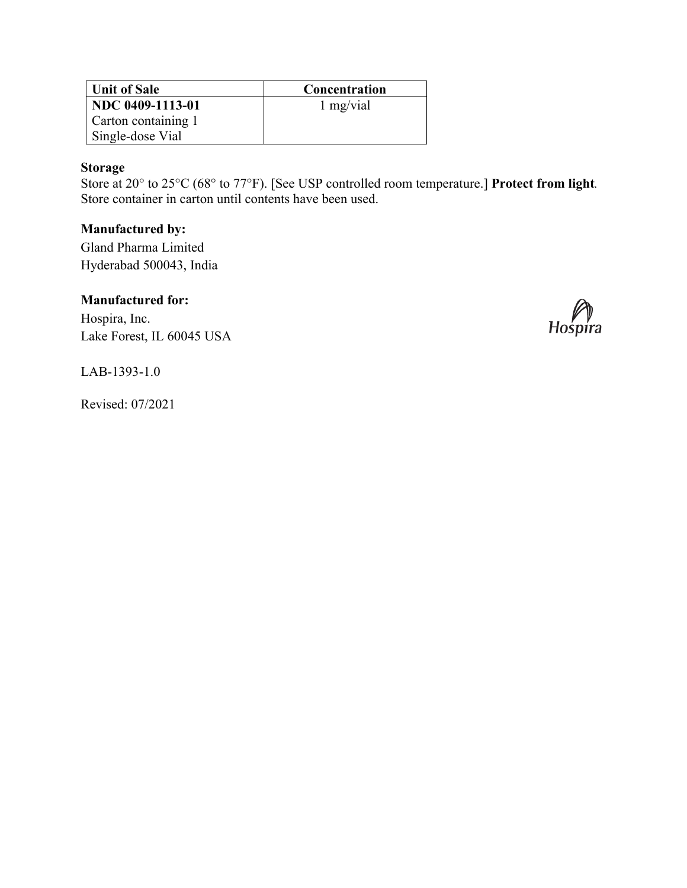| Unit of Sale | Concentration |
|---|---|
| **NDC 0409-1113-01** Carton containing 1 Single-dose Vial | 1 mg/vial |

**Storage**
Store at 20° to 25°C (68° to 77°F). [See USP controlled room temperature.] **Protect from light**. Store container in carton until contents have been used.

**Manufactured by:**
Gland Pharma Limited
Hyderabad 500043, India

**Manufactured for:**
Hospira, Inc.
Lake Forest, IL 60045 USA

Hospira

LAB-1393-1.0

Revised: 07/2021